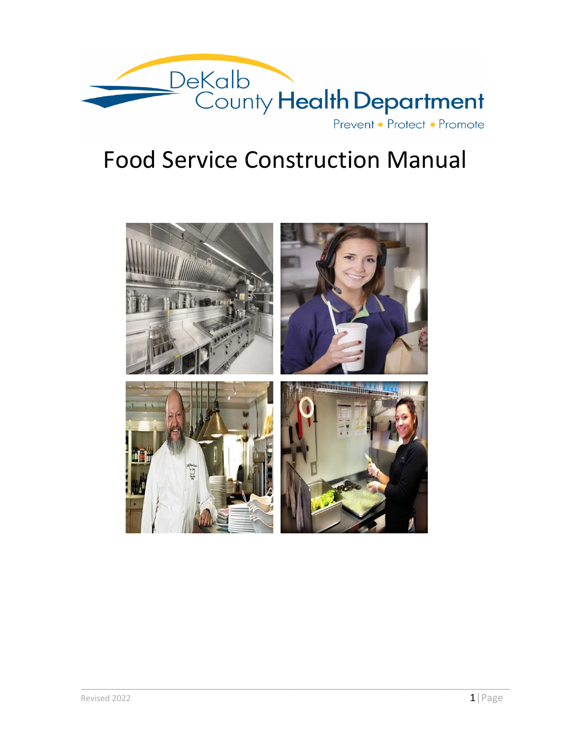DeKalb County Health Department

Prevent • Protect • Promote

# Food Service Construction Manual

Revised 2022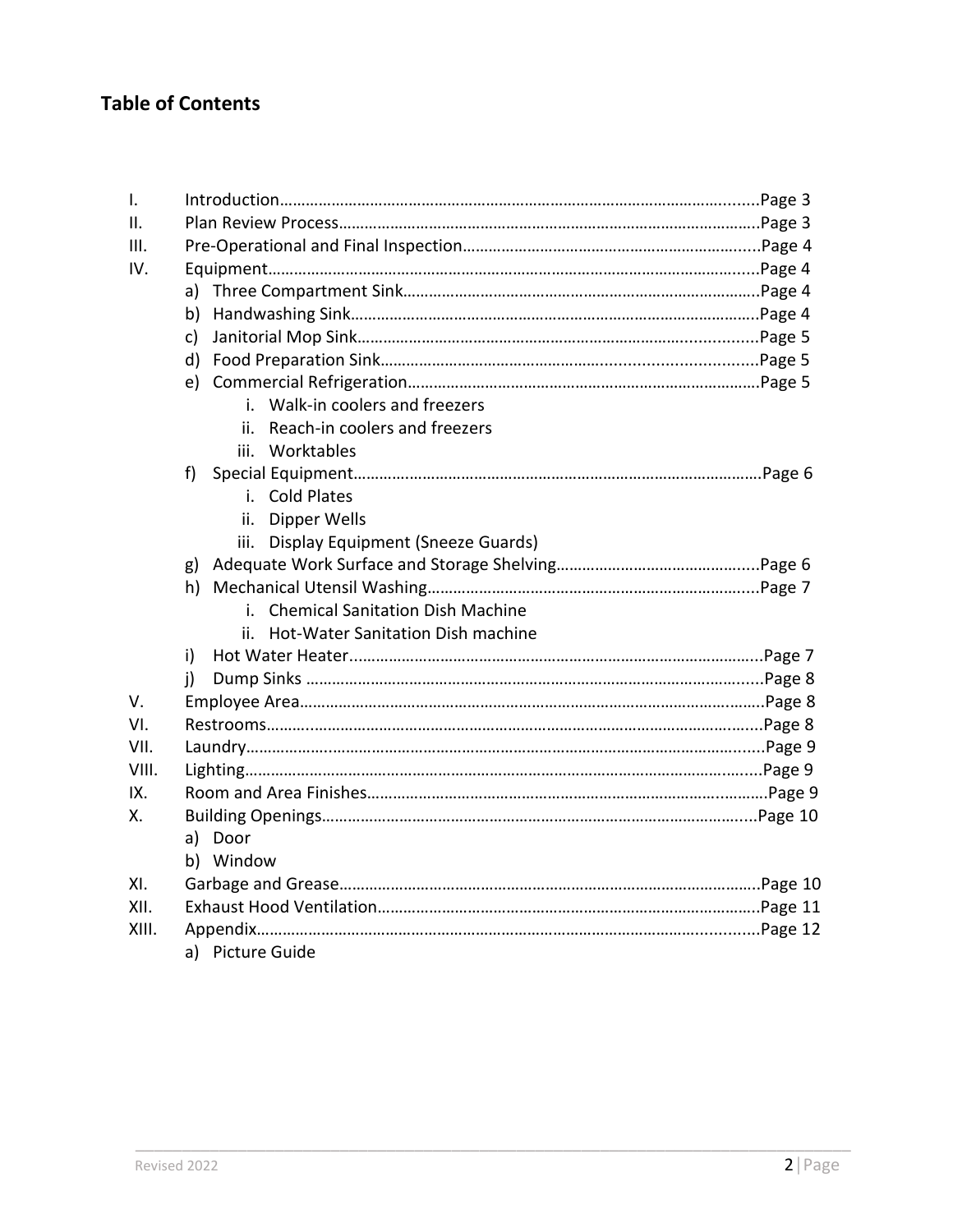## Table of Contents

I. Introduction……………………………………………………………………………………………......Page 3
II. Plan Review Process……………………………………………………………………………………..Page 3
III. Pre-Operational and Final Inspection…………………………………………………………......Page 4
IV. Equipment…………………………………………………………………………………………………......Page 4
   a) Three Compartment Sink………………………………………………………………………..Page 4
   b) Handwashing Sink…………………………………………………………………………………..Page 4
   c) Janitorial Mop Sink……………………………………………………………….................Page 5
   d) Food Preparation Sink………………………………………….................................Page 5
   e) Commercial Refrigeration………………………………………………………………………Page 5
      i. Walk-in coolers and freezers
      ii. Reach-in coolers and freezers
      iii. Worktables
   f) Special Equipment………………………………………………………………………………….Page 6
      i. Cold Plates
      ii. Dipper Wells
      iii. Display Equipment (Sneeze Guards)
   g) Adequate Work Surface and Storage Shelving……………………………………......Page 6
   h) Mechanical Utensil Washing…………………………………………………………………....Page 7
      i. Chemical Sanitation Dish Machine
      ii. Hot-Water Sanitation Dish machine
   i) Hot Water Heater………………………………………………………………………………….Page 7
   j) Dump Sinks …………………………………………………………………………………………....Page 8
V. Employee Area……………………………………………………………………………………………….Page 8
VI. Restrooms……………………………………………………………………………………………….......Page 8
VII. Laundry…………………………………………………………………………………………………….......Page 9
VIII. Lighting……………………………………………………………………………………………………......Page 9
IX. Room and Area Finishes………………………………………………………………………..……….Page 9
X. Building Openings………………………………………………………………………………………....Page 10
   a) Door
   b) Window
XI. Garbage and Grease……………………………………………………………………………………..Page 10
XII. Exhaust Hood Ventilation……………………………………………………………………………..Page 11
XIII. Appendix……………………………………………………………………………………………..........Page 12
   a) Picture Guide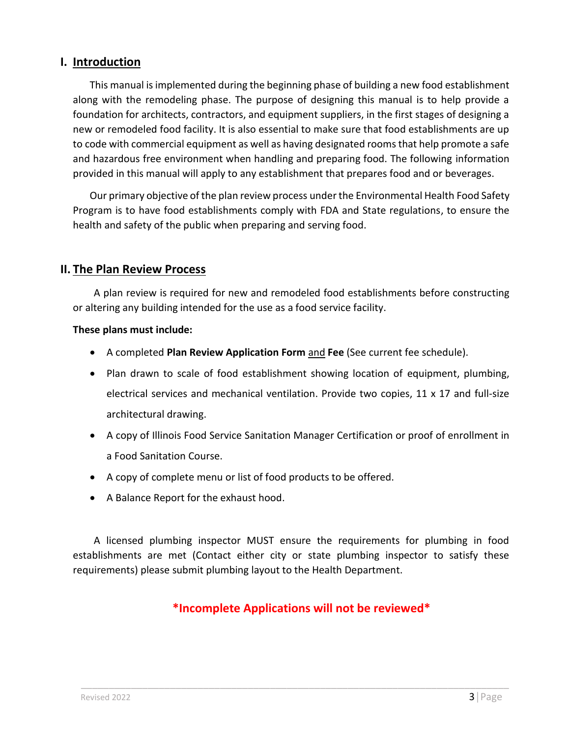## I. Introduction

This manual is implemented during the beginning phase of building a new food establishment along with the remodeling phase. The purpose of designing this manual is to help provide a foundation for architects, contractors, and equipment suppliers, in the first stages of designing a new or remodeled food facility. It is also essential to make sure that food establishments are up to code with commercial equipment as well as having designated rooms that help promote a safe and hazardous free environment when handling and preparing food. The following information provided in this manual will apply to any establishment that prepares food and or beverages.

Our primary objective of the plan review process under the Environmental Health Food Safety Program is to have food establishments comply with FDA and State regulations, to ensure the health and safety of the public when preparing and serving food.

## II. The Plan Review Process

A plan review is required for new and remodeled food establishments before constructing or altering any building intended for the use as a food service facility.

**These plans must include:**

- A completed **Plan Review Application Form** and **Fee** (See current fee schedule).
- Plan drawn to scale of food establishment showing location of equipment, plumbing, electrical services and mechanical ventilation. Provide two copies, 11 x 17 and full-size architectural drawing.
- A copy of Illinois Food Service Sanitation Manager Certification or proof of enrollment in a Food Sanitation Course.
- A copy of complete menu or list of food products to be offered.
- A Balance Report for the exhaust hood.

A licensed plumbing inspector MUST ensure the requirements for plumbing in food establishments are met (Contact either city or state plumbing inspector to satisfy these requirements) please submit plumbing layout to the Health Department.

**\*Incomplete Applications will not be reviewed\***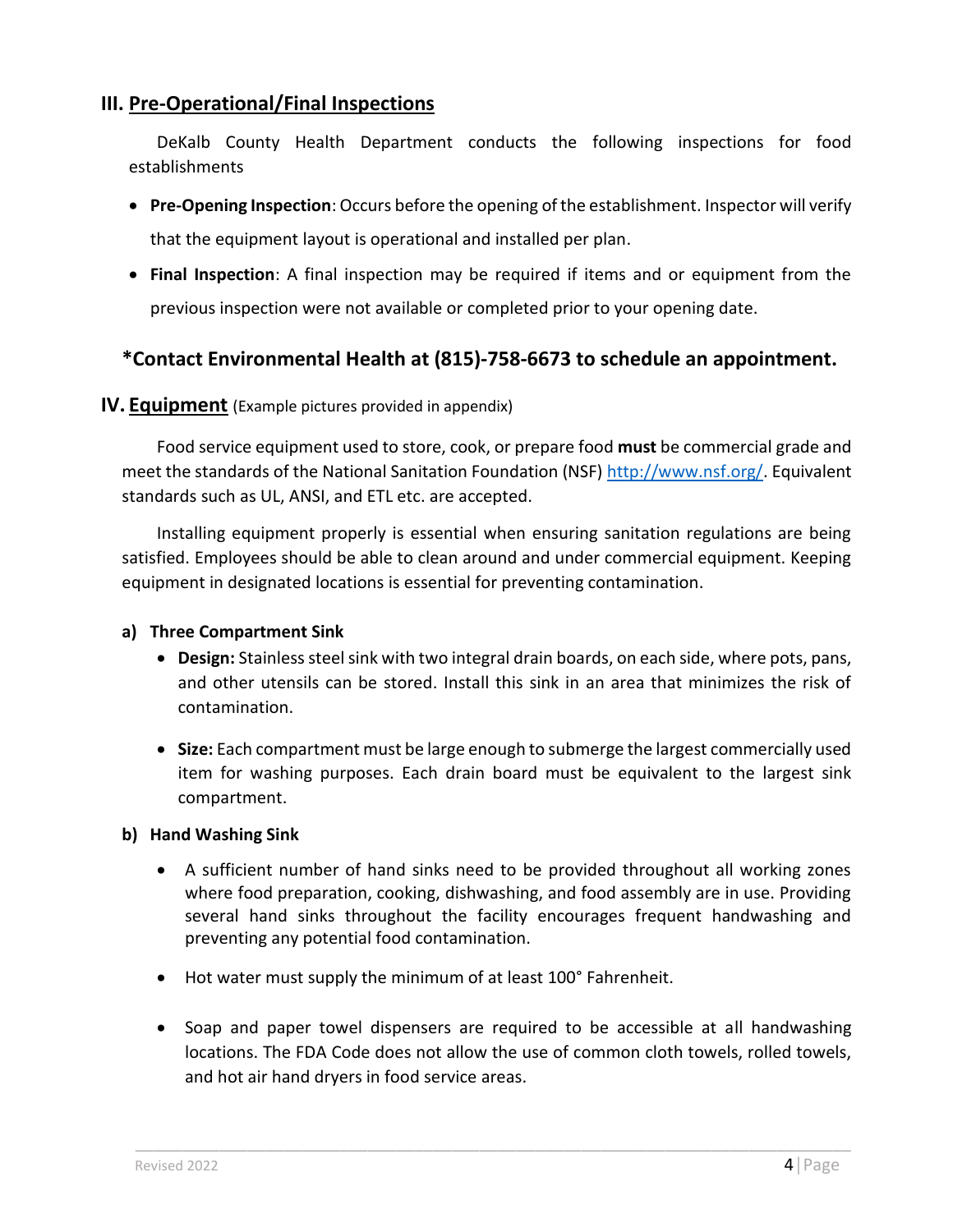## III. Pre-Operational/Final Inspections

DeKalb County Health Department conducts the following inspections for food establishments

- **Pre-Opening Inspection**: Occurs before the opening of the establishment. Inspector will verify that the equipment layout is operational and installed per plan.
- **Final Inspection**: A final inspection may be required if items and or equipment from the previous inspection were not available or completed prior to your opening date.

### *Contact Environmental Health at (815)-758-6673 to schedule an appointment.

## IV. Equipment (Example pictures provided in appendix)

Food service equipment used to store, cook, or prepare food **must** be commercial grade and meet the standards of the National Sanitation Foundation (NSF) http://www.nsf.org/. Equivalent standards such as UL, ANSI, and ETL etc. are accepted.

Installing equipment properly is essential when ensuring sanitation regulations are being satisfied. Employees should be able to clean around and under commercial equipment. Keeping equipment in designated locations is essential for preventing contamination.

### a) Three Compartment Sink

- **Design:** Stainless steel sink with two integral drain boards, on each side, where pots, pans, and other utensils can be stored. Install this sink in an area that minimizes the risk of contamination.
- **Size:** Each compartment must be large enough to submerge the largest commercially used item for washing purposes. Each drain board must be equivalent to the largest sink compartment.

### b) Hand Washing Sink

- A sufficient number of hand sinks need to be provided throughout all working zones where food preparation, cooking, dishwashing, and food assembly are in use. Providing several hand sinks throughout the facility encourages frequent handwashing and preventing any potential food contamination.
- Hot water must supply the minimum of at least 100° Fahrenheit.
- Soap and paper towel dispensers are required to be accessible at all handwashing locations. The FDA Code does not allow the use of common cloth towels, rolled towels, and hot air hand dryers in food service areas.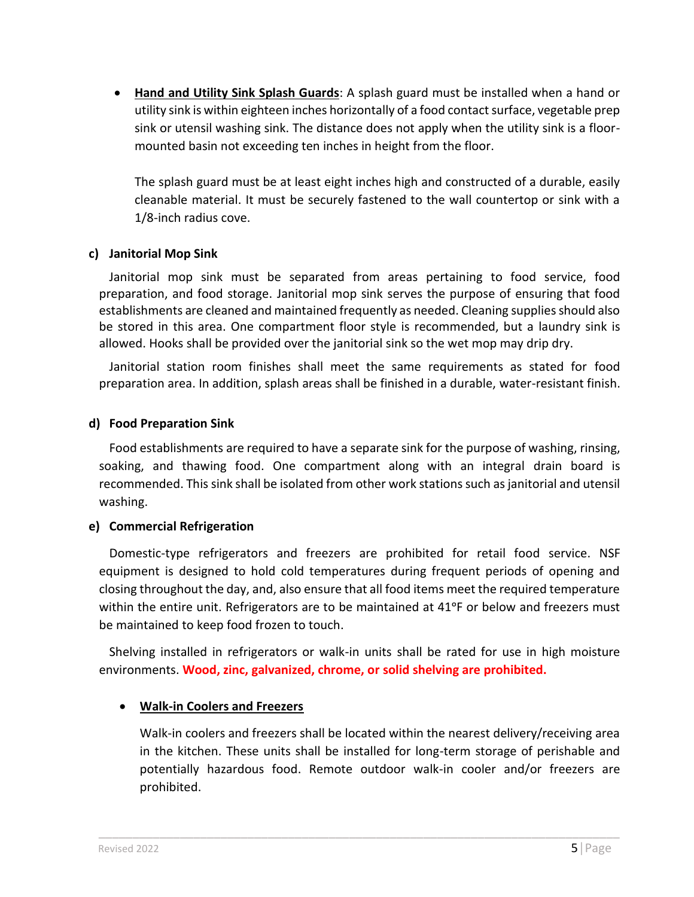- **<u>Hand and Utility Sink Splash Guards</u>**: A splash guard must be installed when a hand or utility sink is within eighteen inches horizontally of a food contact surface, vegetable prep sink or utensil washing sink. The distance does not apply when the utility sink is a floor-mounted basin not exceeding ten inches in height from the floor.

  The splash guard must be at least eight inches high and constructed of a durable, easily cleanable material. It must be securely fastened to the wall countertop or sink with a 1/8-inch radius cove.

#### c) Janitorial Mop Sink

Janitorial mop sink must be separated from areas pertaining to food service, food preparation, and food storage. Janitorial mop sink serves the purpose of ensuring that food establishments are cleaned and maintained frequently as needed. Cleaning supplies should also be stored in this area. One compartment floor style is recommended, but a laundry sink is allowed. Hooks shall be provided over the janitorial sink so the wet mop may drip dry.

Janitorial station room finishes shall meet the same requirements as stated for food preparation area. In addition, splash areas shall be finished in a durable, water-resistant finish.

#### d) Food Preparation Sink

Food establishments are required to have a separate sink for the purpose of washing, rinsing, soaking, and thawing food. One compartment along with an integral drain board is recommended. This sink shall be isolated from other work stations such as janitorial and utensil washing.

#### e) Commercial Refrigeration

Domestic-type refrigerators and freezers are prohibited for retail food service. NSF equipment is designed to hold cold temperatures during frequent periods of opening and closing throughout the day, and, also ensure that all food items meet the required temperature within the entire unit. Refrigerators are to be maintained at 41°F or below and freezers must be maintained to keep food frozen to touch.

Shelving installed in refrigerators or walk-in units shall be rated for use in high moisture environments. **Wood, zinc, galvanized, chrome, or solid shelving are prohibited.**

- **<u>Walk-in Coolers and Freezers</u>**

  Walk-in coolers and freezers shall be located within the nearest delivery/receiving area in the kitchen. These units shall be installed for long-term storage of perishable and potentially hazardous food. Remote outdoor walk-in cooler and/or freezers are prohibited.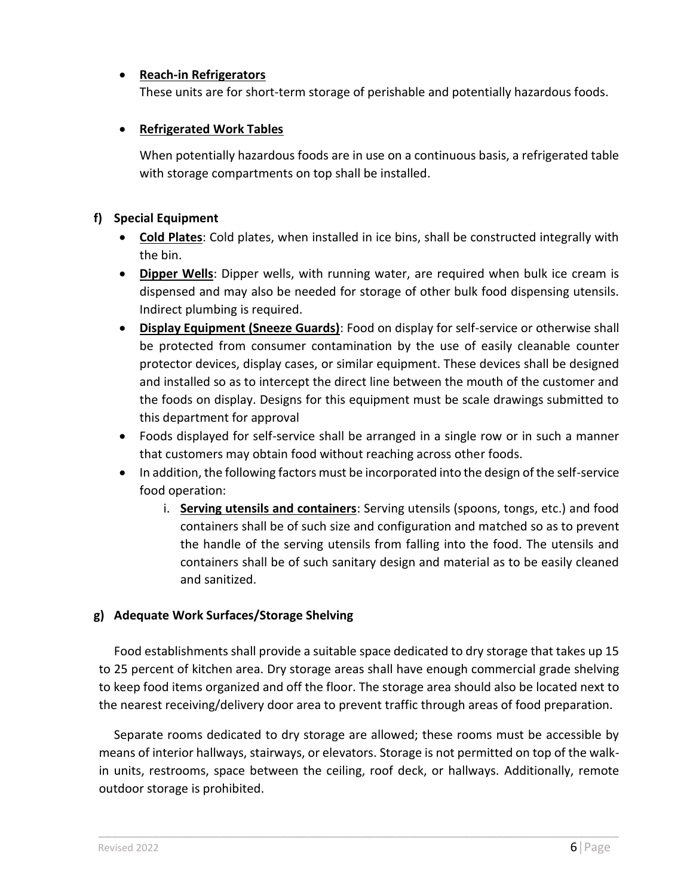- **<u>Reach-in Refrigerators</u>**
  These units are for short-term storage of perishable and potentially hazardous foods.

- **<u>Refrigerated Work Tables</u>**

  When potentially hazardous foods are in use on a continuous basis, a refrigerated table with storage compartments on top shall be installed.

**f) Special Equipment**

- **<u>Cold Plates</u>**: Cold plates, when installed in ice bins, shall be constructed integrally with the bin.
- **<u>Dipper Wells</u>**: Dipper wells, with running water, are required when bulk ice cream is dispensed and may also be needed for storage of other bulk food dispensing utensils. Indirect plumbing is required.
- **<u>Display Equipment (Sneeze Guards)</u>**: Food on display for self-service or otherwise shall be protected from consumer contamination by the use of easily cleanable counter protector devices, display cases, or similar equipment. These devices shall be designed and installed so as to intercept the direct line between the mouth of the customer and the foods on display. Designs for this equipment must be scale drawings submitted to this department for approval
- Foods displayed for self-service shall be arranged in a single row or in such a manner that customers may obtain food without reaching across other foods.
- In addition, the following factors must be incorporated into the design of the self-service food operation:
  i. **<u>Serving utensils and containers</u>**: Serving utensils (spoons, tongs, etc.) and food containers shall be of such size and configuration and matched so as to prevent the handle of the serving utensils from falling into the food. The utensils and containers shall be of such sanitary design and material as to be easily cleaned and sanitized.

**g) Adequate Work Surfaces/Storage Shelving**

Food establishments shall provide a suitable space dedicated to dry storage that takes up 15 to 25 percent of kitchen area. Dry storage areas shall have enough commercial grade shelving to keep food items organized and off the floor. The storage area should also be located next to the nearest receiving/delivery door area to prevent traffic through areas of food preparation.

Separate rooms dedicated to dry storage are allowed; these rooms must be accessible by means of interior hallways, stairways, or elevators. Storage is not permitted on top of the walk-in units, restrooms, space between the ceiling, roof deck, or hallways. Additionally, remote outdoor storage is prohibited.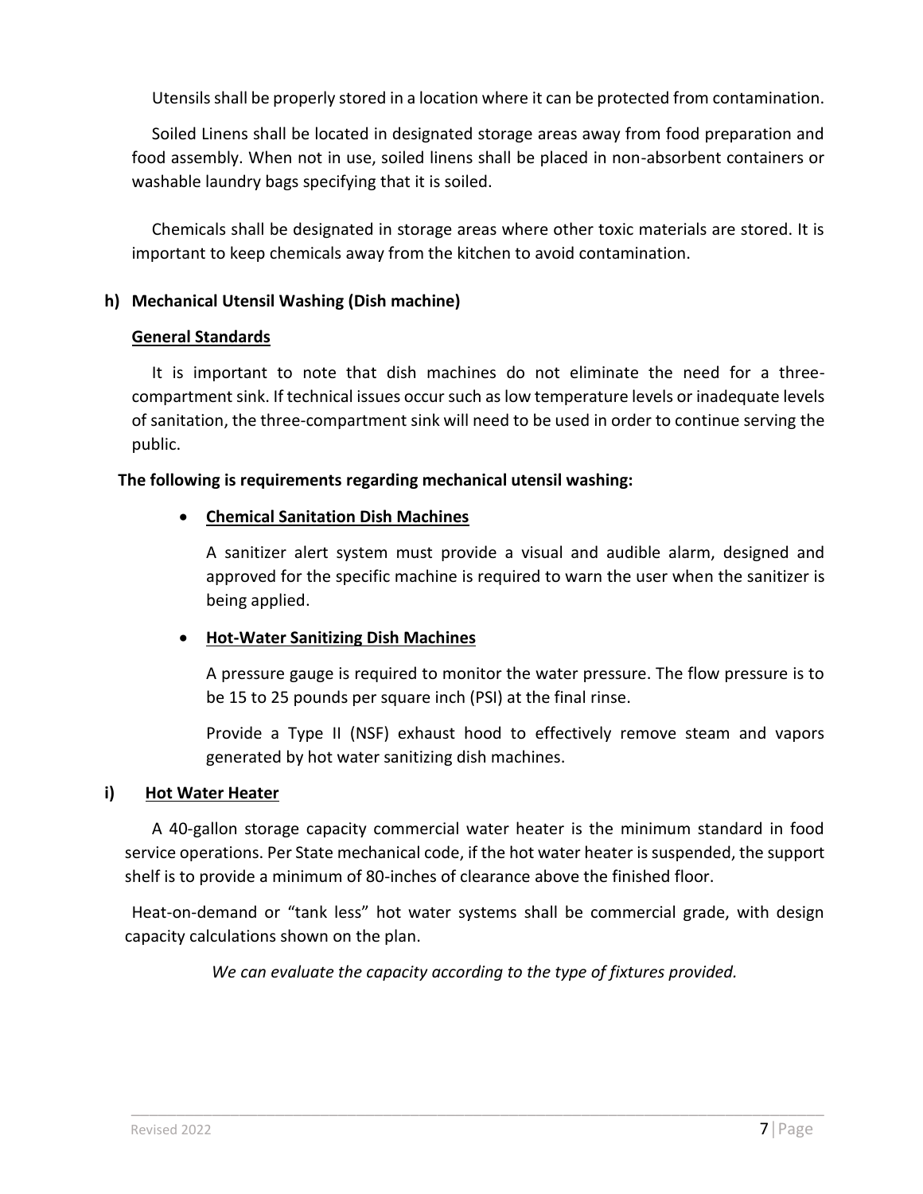Utensils shall be properly stored in a location where it can be protected from contamination.

Soiled Linens shall be located in designated storage areas away from food preparation and food assembly. When not in use, soiled linens shall be placed in non-absorbent containers or washable laundry bags specifying that it is soiled.

Chemicals shall be designated in storage areas where other toxic materials are stored. It is important to keep chemicals away from the kitchen to avoid contamination.

**h) Mechanical Utensil Washing (Dish machine)**

**General Standards**

It is important to note that dish machines do not eliminate the need for a three-compartment sink. If technical issues occur such as low temperature levels or inadequate levels of sanitation, the three-compartment sink will need to be used in order to continue serving the public.

**The following is requirements regarding mechanical utensil washing:**

- **Chemical Sanitation Dish Machines**

  A sanitizer alert system must provide a visual and audible alarm, designed and approved for the specific machine is required to warn the user when the sanitizer is being applied.

- **Hot-Water Sanitizing Dish Machines**

  A pressure gauge is required to monitor the water pressure. The flow pressure is to be 15 to 25 pounds per square inch (PSI) at the final rinse.

  Provide a Type II (NSF) exhaust hood to effectively remove steam and vapors generated by hot water sanitizing dish machines.

**i) Hot Water Heater**

A 40-gallon storage capacity commercial water heater is the minimum standard in food service operations. Per State mechanical code, if the hot water heater is suspended, the support shelf is to provide a minimum of 80-inches of clearance above the finished floor.

Heat-on-demand or "tank less" hot water systems shall be commercial grade, with design capacity calculations shown on the plan.

*We can evaluate the capacity according to the type of fixtures provided.*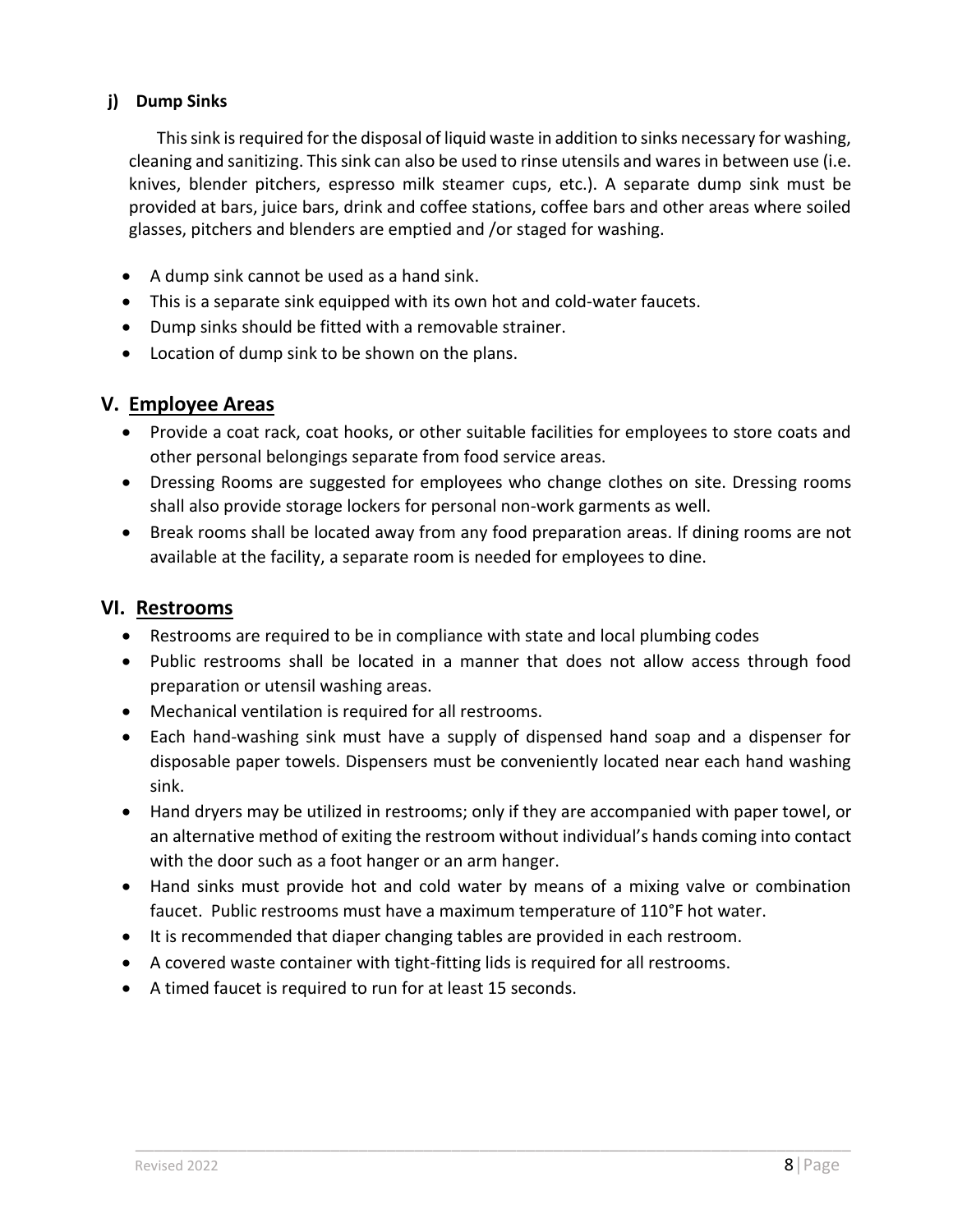### j) Dump Sinks

This sink is required for the disposal of liquid waste in addition to sinks necessary for washing, cleaning and sanitizing. This sink can also be used to rinse utensils and wares in between use (i.e. knives, blender pitchers, espresso milk steamer cups, etc.). A separate dump sink must be provided at bars, juice bars, drink and coffee stations, coffee bars and other areas where soiled glasses, pitchers and blenders are emptied and /or staged for washing.

- A dump sink cannot be used as a hand sink.
- This is a separate sink equipped with its own hot and cold-water faucets.
- Dump sinks should be fitted with a removable strainer.
- Location of dump sink to be shown on the plans.

## V. Employee Areas

- Provide a coat rack, coat hooks, or other suitable facilities for employees to store coats and other personal belongings separate from food service areas.
- Dressing Rooms are suggested for employees who change clothes on site. Dressing rooms shall also provide storage lockers for personal non-work garments as well.
- Break rooms shall be located away from any food preparation areas. If dining rooms are not available at the facility, a separate room is needed for employees to dine.

## VI. Restrooms

- Restrooms are required to be in compliance with state and local plumbing codes
- Public restrooms shall be located in a manner that does not allow access through food preparation or utensil washing areas.
- Mechanical ventilation is required for all restrooms.
- Each hand-washing sink must have a supply of dispensed hand soap and a dispenser for disposable paper towels. Dispensers must be conveniently located near each hand washing sink.
- Hand dryers may be utilized in restrooms; only if they are accompanied with paper towel, or an alternative method of exiting the restroom without individual's hands coming into contact with the door such as a foot hanger or an arm hanger.
- Hand sinks must provide hot and cold water by means of a mixing valve or combination faucet. Public restrooms must have a maximum temperature of 110°F hot water.
- It is recommended that diaper changing tables are provided in each restroom.
- A covered waste container with tight-fitting lids is required for all restrooms.
- A timed faucet is required to run for at least 15 seconds.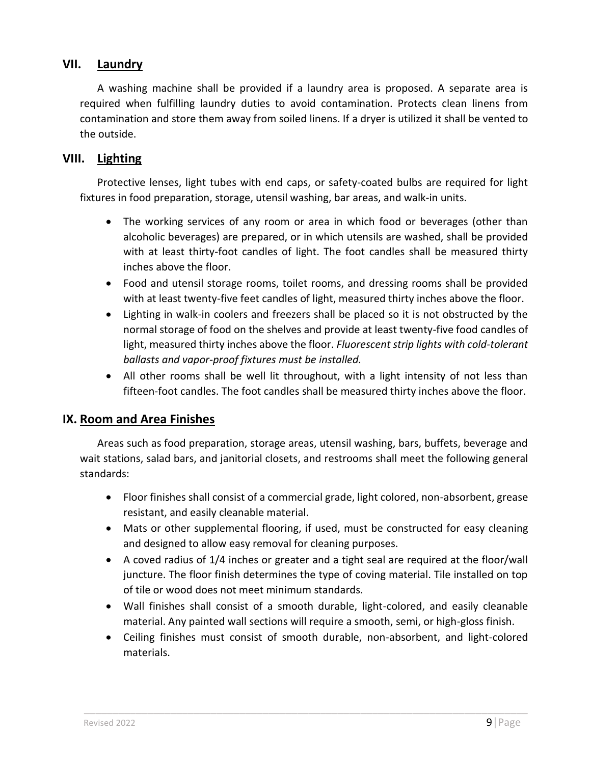## VII. Laundry

A washing machine shall be provided if a laundry area is proposed. A separate area is required when fulfilling laundry duties to avoid contamination. Protects clean linens from contamination and store them away from soiled linens. If a dryer is utilized it shall be vented to the outside.

## VIII. Lighting

Protective lenses, light tubes with end caps, or safety-coated bulbs are required for light fixtures in food preparation, storage, utensil washing, bar areas, and walk-in units.

- The working services of any room or area in which food or beverages (other than alcoholic beverages) are prepared, or in which utensils are washed, shall be provided with at least thirty-foot candles of light. The foot candles shall be measured thirty inches above the floor.
- Food and utensil storage rooms, toilet rooms, and dressing rooms shall be provided with at least twenty-five feet candles of light, measured thirty inches above the floor.
- Lighting in walk-in coolers and freezers shall be placed so it is not obstructed by the normal storage of food on the shelves and provide at least twenty-five food candles of light, measured thirty inches above the floor. *Fluorescent strip lights with cold-tolerant ballasts and vapor-proof fixtures must be installed.*
- All other rooms shall be well lit throughout, with a light intensity of not less than fifteen-foot candles. The foot candles shall be measured thirty inches above the floor.

## IX. Room and Area Finishes

Areas such as food preparation, storage areas, utensil washing, bars, buffets, beverage and wait stations, salad bars, and janitorial closets, and restrooms shall meet the following general standards:

- Floor finishes shall consist of a commercial grade, light colored, non-absorbent, grease resistant, and easily cleanable material.
- Mats or other supplemental flooring, if used, must be constructed for easy cleaning and designed to allow easy removal for cleaning purposes.
- A coved radius of 1/4 inches or greater and a tight seal are required at the floor/wall juncture. The floor finish determines the type of coving material. Tile installed on top of tile or wood does not meet minimum standards.
- Wall finishes shall consist of a smooth durable, light-colored, and easily cleanable material. Any painted wall sections will require a smooth, semi, or high-gloss finish.
- Ceiling finishes must consist of smooth durable, non-absorbent, and light-colored materials.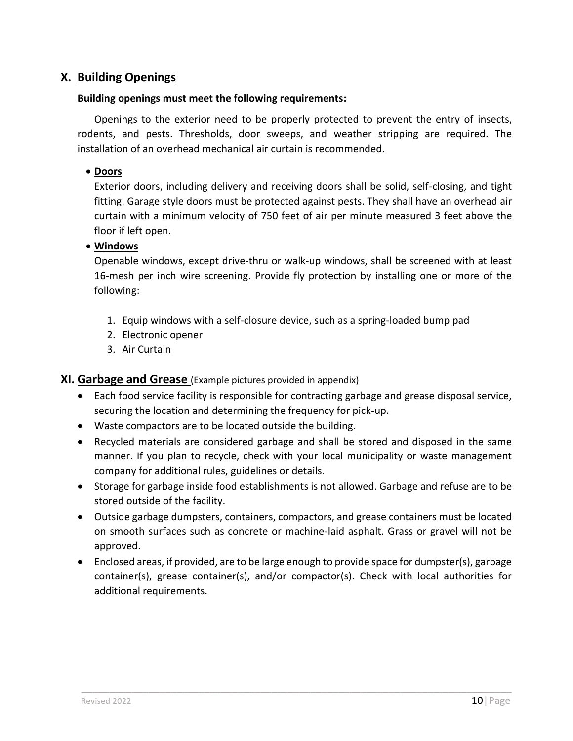## X. Building Openings

**Building openings must meet the following requirements:**

Openings to the exterior need to be properly protected to prevent the entry of insects, rodents, and pests. Thresholds, door sweeps, and weather stripping are required. The installation of an overhead mechanical air curtain is recommended.

- **Doors**
  Exterior doors, including delivery and receiving doors shall be solid, self-closing, and tight fitting. Garage style doors must be protected against pests. They shall have an overhead air curtain with a minimum velocity of 750 feet of air per minute measured 3 feet above the floor if left open.
- **Windows**
  Openable windows, except drive-thru or walk-up windows, shall be screened with at least 16-mesh per inch wire screening. Provide fly protection by installing one or more of the following:

  1. Equip windows with a self-closure device, such as a spring-loaded bump pad
  2. Electronic opener
  3. Air Curtain

## XI. Garbage and Grease (Example pictures provided in appendix)

- Each food service facility is responsible for contracting garbage and grease disposal service, securing the location and determining the frequency for pick-up.
- Waste compactors are to be located outside the building.
- Recycled materials are considered garbage and shall be stored and disposed in the same manner. If you plan to recycle, check with your local municipality or waste management company for additional rules, guidelines or details.
- Storage for garbage inside food establishments is not allowed. Garbage and refuse are to be stored outside of the facility.
- Outside garbage dumpsters, containers, compactors, and grease containers must be located on smooth surfaces such as concrete or machine-laid asphalt. Grass or gravel will not be approved.
- Enclosed areas, if provided, are to be large enough to provide space for dumpster(s), garbage container(s), grease container(s), and/or compactor(s). Check with local authorities for additional requirements.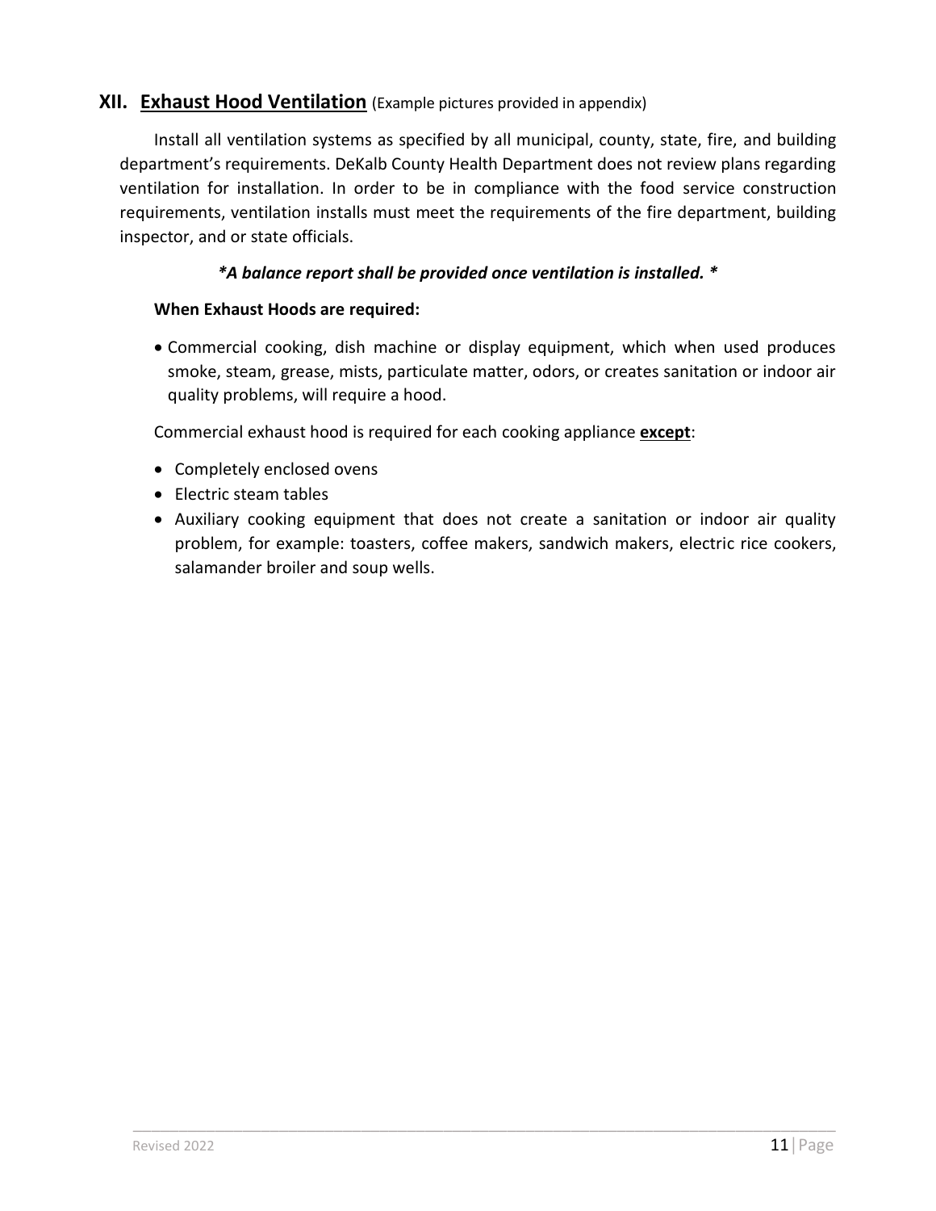## XII. Exhaust Hood Ventilation (Example pictures provided in appendix)

Install all ventilation systems as specified by all municipal, county, state, fire, and building department's requirements. DeKalb County Health Department does not review plans regarding ventilation for installation. In order to be in compliance with the food service construction requirements, ventilation installs must meet the requirements of the fire department, building inspector, and or state officials.

***A balance report shall be provided once ventilation is installed.***

**When Exhaust Hoods are required:**

- Commercial cooking, dish machine or display equipment, which when used produces smoke, steam, grease, mists, particulate matter, odors, or creates sanitation or indoor air quality problems, will require a hood.

Commercial exhaust hood is required for each cooking appliance **except**:

- Completely enclosed ovens
- Electric steam tables
- Auxiliary cooking equipment that does not create a sanitation or indoor air quality problem, for example: toasters, coffee makers, sandwich makers, electric rice cookers, salamander broiler and soup wells.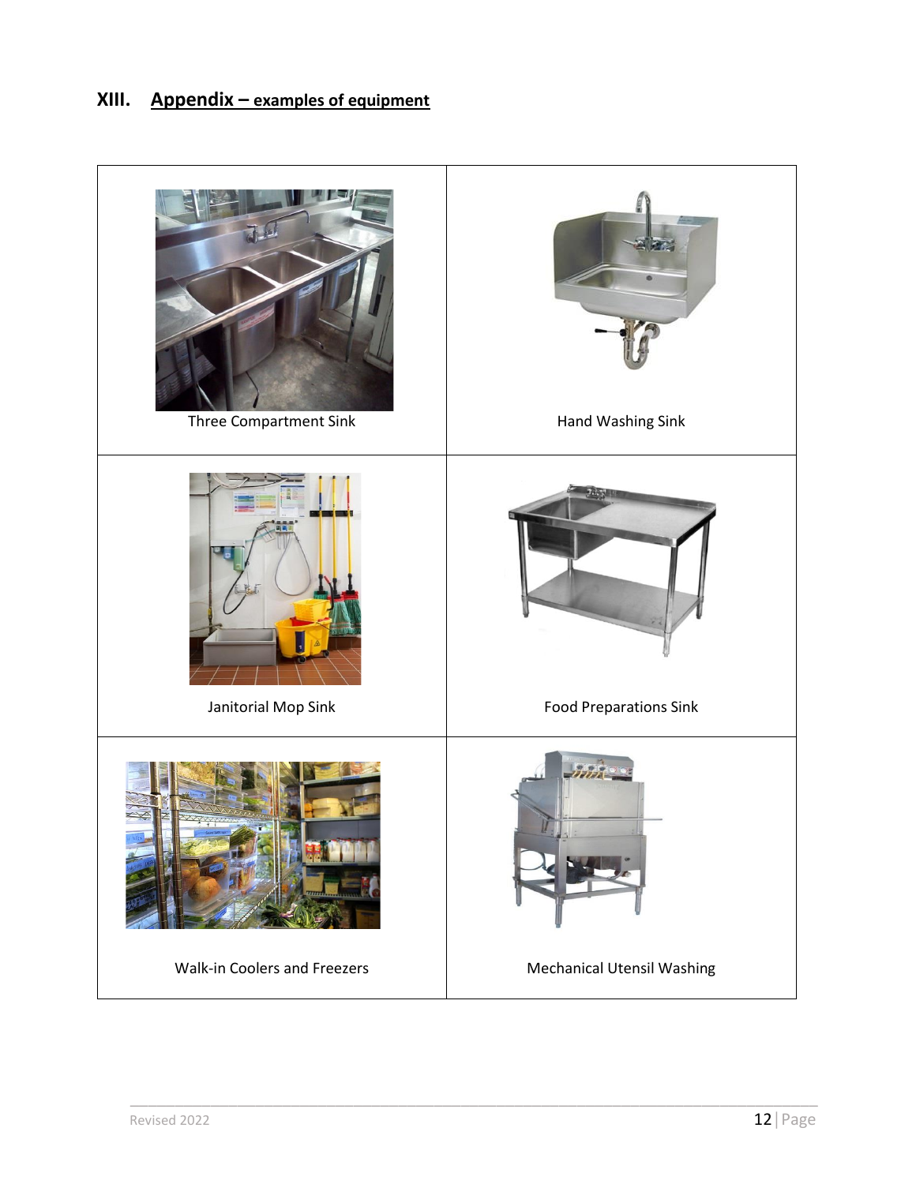## XIII. Appendix – examples of equipment

| | |
|---|---|
| Three Compartment Sink | Hand Washing Sink |
| Janitorial Mop Sink | Food Preparations Sink |
| Walk-in Coolers and Freezers | Mechanical Utensil Washing |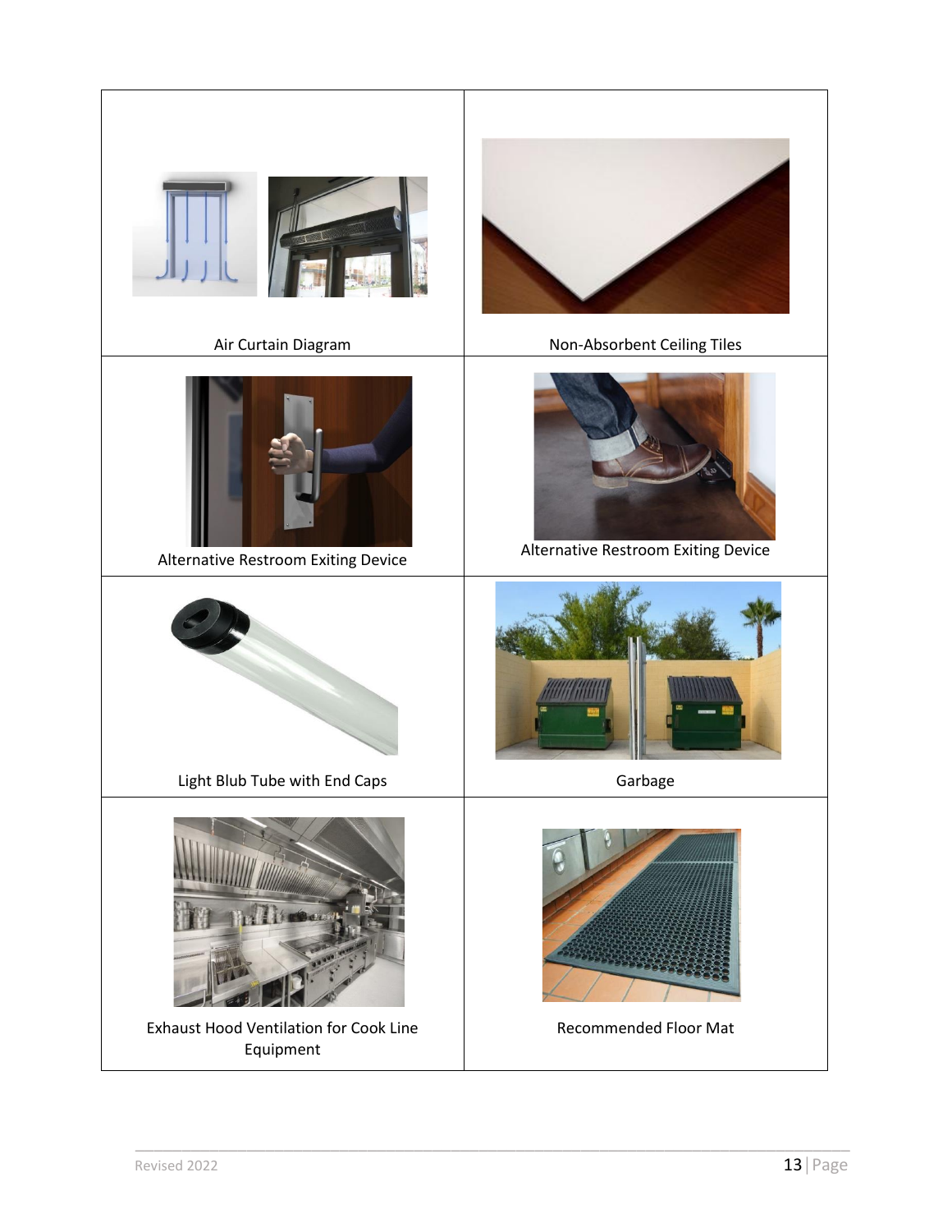| | |
|---|---|
| Air Curtain Diagram | Non-Absorbent Ceiling Tiles |
| Alternative Restroom Exiting Device | Alternative Restroom Exiting Device |
| Light Blub Tube with End Caps | Garbage |
| Exhaust Hood Ventilation for Cook Line Equipment | Recommended Floor Mat |